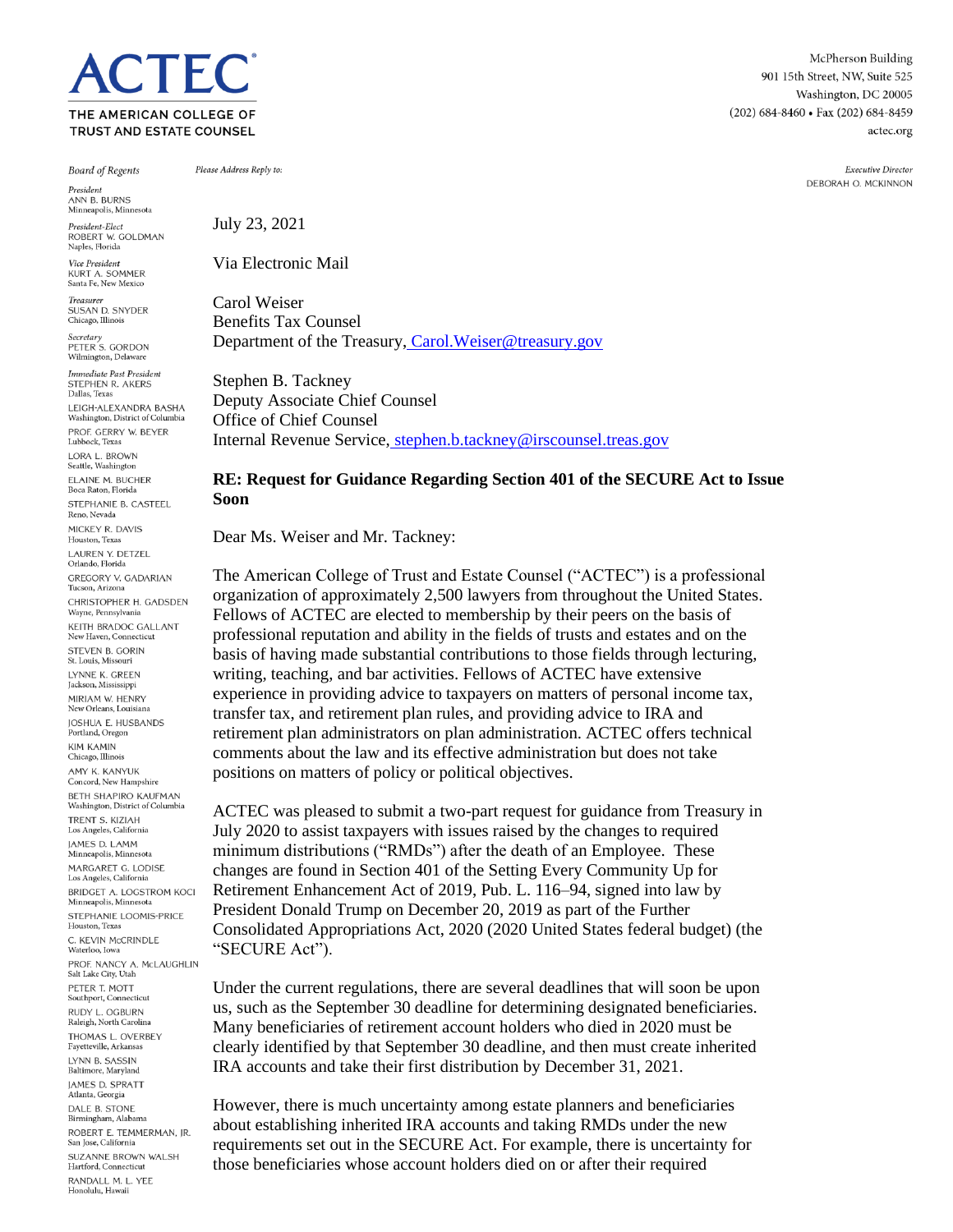# ACTEC

THE AMERICAN COLLEGE OF TRUST AND ESTATE COUNSEL

McPherson Building
901 15th Street, NW, Suite 525
Washington, DC 20005
(202) 684-8460 • Fax (202) 684-8459
actec.org

*Executive Director*
DEBORAH O. MCKINNON

*Board of Regents*

*President*
ANN B. BURNS
Minneapolis, Minnesota

*President-Elect*
ROBERT W. GOLDMAN
Naples, Florida

*Vice President*
KURT A. SOMMER
Santa Fe, New Mexico

*Treasurer*
SUSAN D. SNYDER
Chicago, Illinois

*Secretary*
PETER S. GORDON
Wilmington, Delaware

*Immediate Past President*
STEPHEN R. AKERS
Dallas, Texas

LEIGH-ALEXANDRA BASHA
Washington, District of Columbia

PROF. GERRY W. BEYER
Lubbock, Texas

LORA L. BROWN
Seattle, Washington

ELAINE M. BUCHER
Boca Raton, Florida

STEPHANIE B. CASTEEL
Reno, Nevada

MICKEY R. DAVIS
Houston, Texas

LAUREN Y. DETZEL
Orlando, Florida

GREGORY V. GADARIAN
Tucson, Arizona

CHRISTOPHER H. GADSDEN
Wayne, Pennsylvania

KEITH BRADOC GALLANT
New Haven, Connecticut

STEVEN B. GORIN
St. Louis, Missouri

LYNNE K. GREEN
Jackson, Mississippi

MIRIAM W. HENRY
New Orleans, Louisiana

JOSHUA E. HUSBANDS
Portland, Oregon

KIM KAMIN
Chicago, Illinois

AMY K. KANYUK
Concord, New Hampshire

BETH SHAPIRO KAUFMAN
Washington, District of Columbia

TRENT S. KIZIAH
Los Angeles, California

JAMES D. LAMM
Minneapolis, Minnesota

MARGARET G. LODISE
Los Angeles, California

BRIDGET A. LOGSTROM KOCI
Minneapolis, Minnesota

STEPHANIE LOOMIS-PRICE
Houston, Texas

C. KEVIN McCRINDLE
Waterloo, Iowa

PROF. NANCY A. McLAUGHLIN
Salt Lake City, Utah

PETER T. MOTT
Southport, Connecticut

RUDY L. OGBURN
Raleigh, North Carolina

THOMAS L. OVERBEY
Fayetteville, Arkansas

LYNN B. SASSIN
Baltimore, Maryland

JAMES D. SPRATT
Atlanta, Georgia

DALE B. STONE
Birmingham, Alabama

ROBERT E. TEMMERMAN, JR.
San Jose, California

SUZANNE BROWN WALSH
Hartford, Connecticut

RANDALL M. L. YEE
Honolulu, Hawaii

*Please Address Reply to:*

July 23, 2021

Via Electronic Mail

Carol Weiser
Benefits Tax Counsel
Department of the Treasury, Carol.Weiser@treasury.gov

Stephen B. Tackney
Deputy Associate Chief Counsel
Office of Chief Counsel
Internal Revenue Service, stephen.b.tackney@irscounsel.treas.gov

**RE: Request for Guidance Regarding Section 401 of the SECURE Act to Issue Soon**

Dear Ms. Weiser and Mr. Tackney:

The American College of Trust and Estate Counsel ("ACTEC") is a professional organization of approximately 2,500 lawyers from throughout the United States. Fellows of ACTEC are elected to membership by their peers on the basis of professional reputation and ability in the fields of trusts and estates and on the basis of having made substantial contributions to those fields through lecturing, writing, teaching, and bar activities. Fellows of ACTEC have extensive experience in providing advice to taxpayers on matters of personal income tax, transfer tax, and retirement plan rules, and providing advice to IRA and retirement plan administrators on plan administration. ACTEC offers technical comments about the law and its effective administration but does not take positions on matters of policy or political objectives.

ACTEC was pleased to submit a two-part request for guidance from Treasury in July 2020 to assist taxpayers with issues raised by the changes to required minimum distributions ("RMDs") after the death of an Employee. These changes are found in Section 401 of the Setting Every Community Up for Retirement Enhancement Act of 2019, Pub. L. 116–94, signed into law by President Donald Trump on December 20, 2019 as part of the Further Consolidated Appropriations Act, 2020 (2020 United States federal budget) (the "SECURE Act").

Under the current regulations, there are several deadlines that will soon be upon us, such as the September 30 deadline for determining designated beneficiaries. Many beneficiaries of retirement account holders who died in 2020 must be clearly identified by that September 30 deadline, and then must create inherited IRA accounts and take their first distribution by December 31, 2021.

However, there is much uncertainty among estate planners and beneficiaries about establishing inherited IRA accounts and taking RMDs under the new requirements set out in the SECURE Act. For example, there is uncertainty for those beneficiaries whose account holders died on or after their required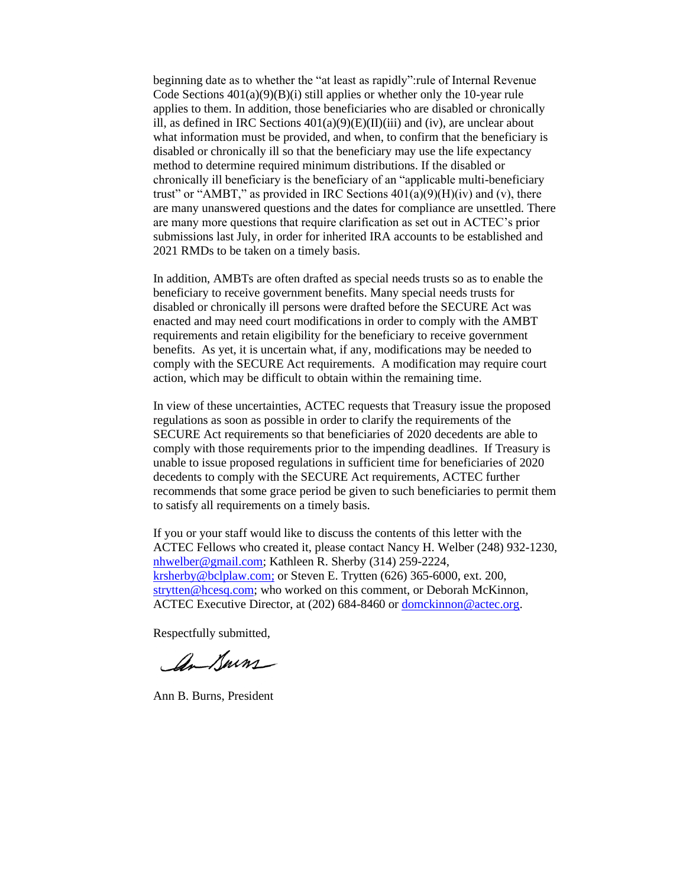beginning date as to whether the "at least as rapidly":rule of Internal Revenue Code Sections 401(a)(9)(B)(i) still applies or whether only the 10-year rule applies to them. In addition, those beneficiaries who are disabled or chronically ill, as defined in IRC Sections 401(a)(9)(E)(II)(iii) and (iv), are unclear about what information must be provided, and when, to confirm that the beneficiary is disabled or chronically ill so that the beneficiary may use the life expectancy method to determine required minimum distributions. If the disabled or chronically ill beneficiary is the beneficiary of an "applicable multi-beneficiary trust" or "AMBT," as provided in IRC Sections 401(a)(9)(H)(iv) and (v), there are many unanswered questions and the dates for compliance are unsettled. There are many more questions that require clarification as set out in ACTEC's prior submissions last July, in order for inherited IRA accounts to be established and 2021 RMDs to be taken on a timely basis.

In addition, AMBTs are often drafted as special needs trusts so as to enable the beneficiary to receive government benefits. Many special needs trusts for disabled or chronically ill persons were drafted before the SECURE Act was enacted and may need court modifications in order to comply with the AMBT requirements and retain eligibility for the beneficiary to receive government benefits. As yet, it is uncertain what, if any, modifications may be needed to comply with the SECURE Act requirements. A modification may require court action, which may be difficult to obtain within the remaining time.

In view of these uncertainties, ACTEC requests that Treasury issue the proposed regulations as soon as possible in order to clarify the requirements of the SECURE Act requirements so that beneficiaries of 2020 decedents are able to comply with those requirements prior to the impending deadlines. If Treasury is unable to issue proposed regulations in sufficient time for beneficiaries of 2020 decedents to comply with the SECURE Act requirements, ACTEC further recommends that some grace period be given to such beneficiaries to permit them to satisfy all requirements on a timely basis.

If you or your staff would like to discuss the contents of this letter with the ACTEC Fellows who created it, please contact Nancy H. Welber (248) 932-1230, nhwelber@gmail.com; Kathleen R. Sherby (314) 259-2224, krsherby@bclplaw.com; or Steven E. Trytten (626) 365-6000, ext. 200, strytten@hcesq.com; who worked on this comment, or Deborah McKinnon, ACTEC Executive Director, at (202) 684-8460 or domckinnon@actec.org.

Respectfully submitted,

Ann B. Burns, President